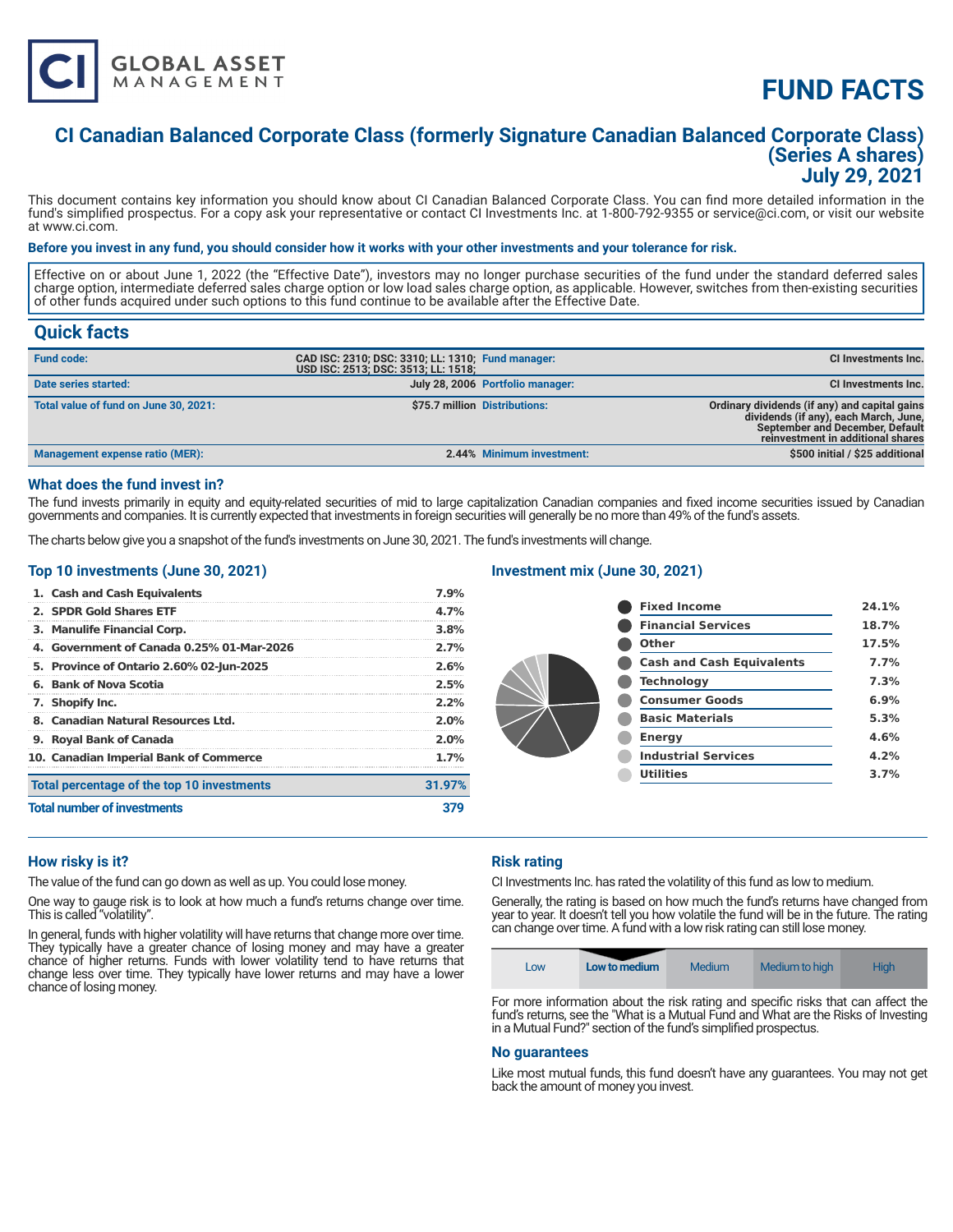# FUND FACTS

## CI Canadian Balanced Corporate Class (formerly Signature Canadian Balanced Corporate Class) (Series A shares) July 29, 2021

This document contains key information you should know about CI Canadian Balanced Corporate Class. You can find more detailed information in the fund's simplified prospectus. For a copy ask your representative or contact CI Investments Inc. at 1-800-792-9355 or service@ci.com, or visit our website at www.ci.com.

**Before you invest in any fund, you should consider how it works with your other investments and your tolerance for risk.**

Effective on or about June 1, 2022 (the "Effective Date"), investors may no longer purchase securities of the fund under the standard deferred sales charge option, intermediate deferred sales charge option or low load sales charge option, as applicable. However, switches from then-existing securities of other funds acquired under such options to this fund continue to be available after the Effective Date.

## Quick facts

| | | | |
|---|---|---|---|
| **Fund code:** | CAD ISC: 2310; DSC: 3310; LL: 1310; USD ISC: 2513; DSC: 3513; LL: 1518; | **Fund manager:** | CI Investments Inc. |
| **Date series started:** | July 28, 2006 | **Portfolio manager:** | CI Investments Inc. |
| **Total value of fund on June 30, 2021:** | $75.7 million | **Distributions:** | Ordinary dividends (if any) and capital gains dividends (if any), each March, June, September and December, Default reinvestment in additional shares |
| **Management expense ratio (MER):** | 2.44% | **Minimum investment:** | $500 initial / $25 additional |

### What does the fund invest in?

The fund invests primarily in equity and equity-related securities of mid to large capitalization Canadian companies and fixed income securities issued by Canadian governments and companies. It is currently expected that investments in foreign securities will generally be no more than 49% of the fund's assets.

The charts below give you a snapshot of the fund's investments on June 30, 2021. The fund's investments will change.

### Top 10 investments (June 30, 2021)

| | |
|---|---|
| 1. Cash and Cash Equivalents | 7.9% |
| 2. SPDR Gold Shares ETF | 4.7% |
| 3. Manulife Financial Corp. | 3.8% |
| 4. Government of Canada 0.25% 01-Mar-2026 | 2.7% |
| 5. Province of Ontario 2.60% 02-Jun-2025 | 2.6% |
| 6. Bank of Nova Scotia | 2.5% |
| 7. Shopify Inc. | 2.2% |
| 8. Canadian Natural Resources Ltd. | 2.0% |
| 9. Royal Bank of Canada | 2.0% |
| 10. Canadian Imperial Bank of Commerce | 1.7% |
| **Total percentage of the top 10 investments** | **31.97%** |
| **Total number of investments** | **379** |

### Investment mix (June 30, 2021)

| | |
|---|---|
| Fixed Income | 24.1% |
| Financial Services | 18.7% |
| Other | 17.5% |
| Cash and Cash Equivalents | 7.7% |
| Technology | 7.3% |
| Consumer Goods | 6.9% |
| Basic Materials | 5.3% |
| Energy | 4.6% |
| Industrial Services | 4.2% |
| Utilities | 3.7% |

### How risky is it?

The value of the fund can go down as well as up. You could lose money.

One way to gauge risk is to look at how much a fund's returns change over time. This is called "volatility".

In general, funds with higher volatility will have returns that change more over time. They typically have a greater chance of losing money and may have a greater chance of higher returns. Funds with lower volatility tend to have returns that change less over time. They typically have lower returns and may have a lower chance of losing money.

### Risk rating

CI Investments Inc. has rated the volatility of this fund as low to medium.

Generally, the rating is based on how much the fund's returns have changed from year to year. It doesn't tell you how volatile the fund will be in the future. The rating can change over time. A fund with a low risk rating can still lose money.

| Low | **Low to medium** | Medium | Medium to high | High |
|---|---|---|---|---|

For more information about the risk rating and specific risks that can affect the fund's returns, see the "What is a Mutual Fund and What are the Risks of Investing in a Mutual Fund?" section of the fund's simplified prospectus.

### No guarantees

Like most mutual funds, this fund doesn't have any guarantees. You may not get back the amount of money you invest.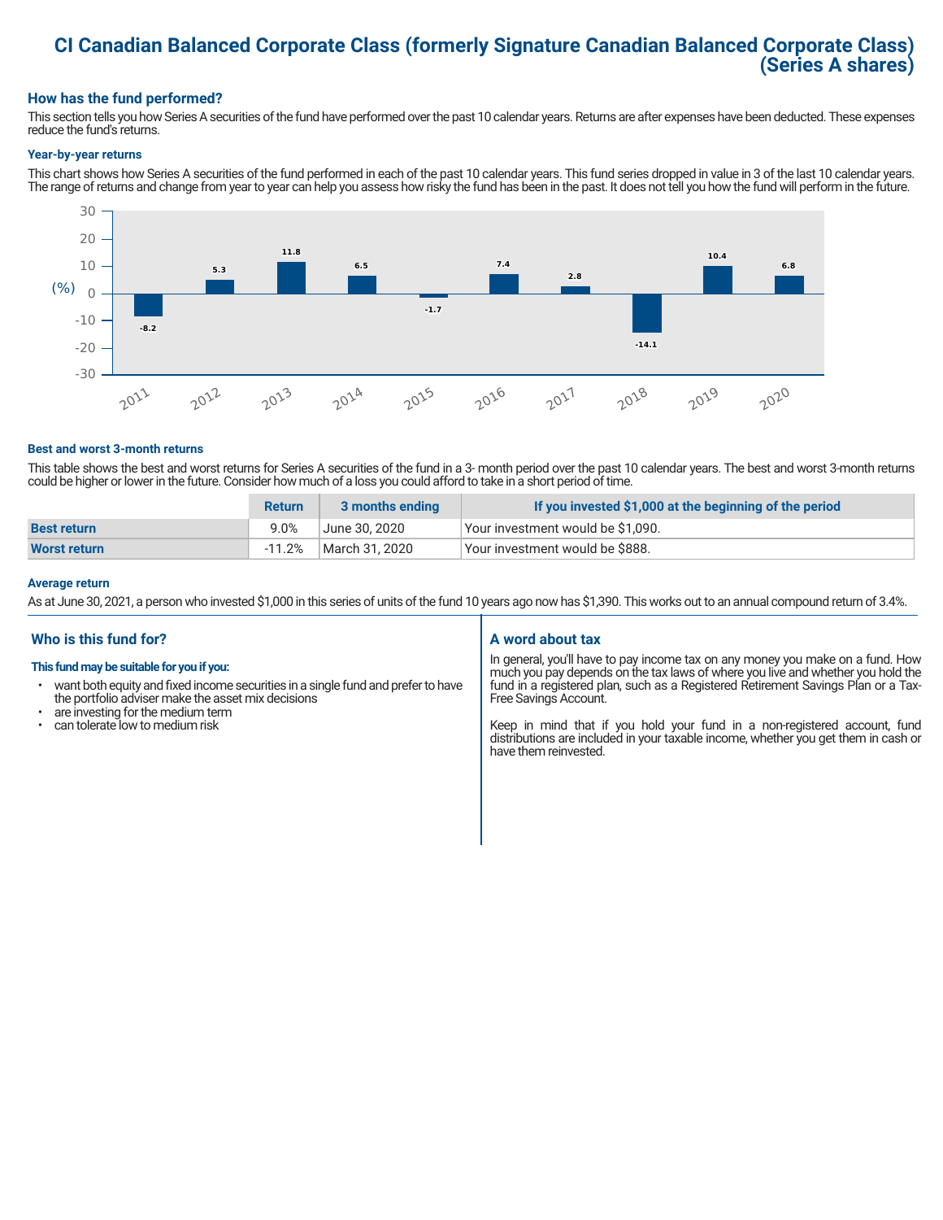# CI Canadian Balanced Corporate Class (formerly Signature Canadian Balanced Corporate Class) (Series A shares)

## How has the fund performed?

This section tells you how Series A securities of the fund have performed over the past 10 calendar years. Returns are after expenses have been deducted. These expenses reduce the fund's returns.

### Year-by-year returns

This chart shows how Series A securities of the fund performed in each of the past 10 calendar years. This fund series dropped in value in 3 of the last 10 calendar years. The range of returns and change from year to year can help you assess how risky the fund has been in the past. It does not tell you how the fund will perform in the future.

| Year | 2011 | 2012 | 2013 | 2014 | 2015 | 2016 | 2017 | 2018 | 2019 | 2020 |
|---|---|---|---|---|---|---|---|---|---|---|
| (%) | -8.2 | 5.3 | 11.8 | 6.5 | -1.7 | 7.4 | 2.8 | -14.1 | 10.4 | 6.8 |

### Best and worst 3-month returns

This table shows the best and worst returns for Series A securities of the fund in a 3- month period over the past 10 calendar years. The best and worst 3-month returns could be higher or lower in the future. Consider how much of a loss you could afford to take in a short period of time.

| | Return | 3 months ending | If you invested $1,000 at the beginning of the period |
|---|---|---|---|
| **Best return** | 9.0% | June 30, 2020 | Your investment would be $1,090. |
| **Worst return** | -11.2% | March 31, 2020 | Your investment would be $888. |

### Average return

As at June 30, 2021, a person who invested $1,000 in this series of units of the fund 10 years ago now has $1,390. This works out to an annual compound return of 3.4%.

## Who is this fund for?

**This fund may be suitable for you if you:**

- want both equity and fixed income securities in a single fund and prefer to have the portfolio adviser make the asset mix decisions
- are investing for the medium term
- can tolerate low to medium risk

## A word about tax

In general, you'll have to pay income tax on any money you make on a fund. How much you pay depends on the tax laws of where you live and whether you hold the fund in a registered plan, such as a Registered Retirement Savings Plan or a Tax-Free Savings Account.

Keep in mind that if you hold your fund in a non-registered account, fund distributions are included in your taxable income, whether you get them in cash or have them reinvested.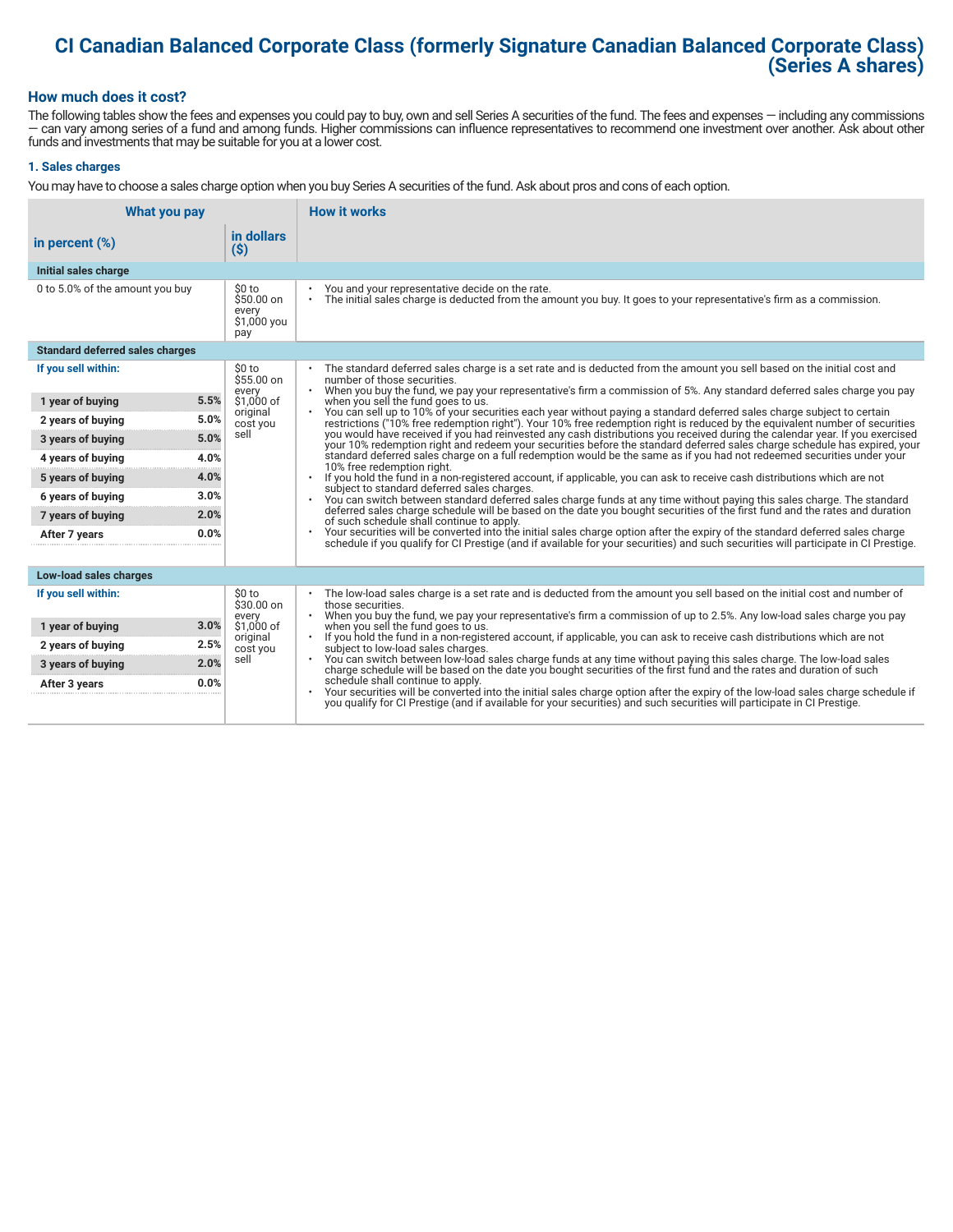# CI Canadian Balanced Corporate Class (formerly Signature Canadian Balanced Corporate Class) (Series A shares)

## How much does it cost?

The following tables show the fees and expenses you could pay to buy, own and sell Series A securities of the fund. The fees and expenses — including any commissions — can vary among series of a fund and among funds. Higher commissions can influence representatives to recommend one investment over another. Ask about other funds and investments that may be suitable for you at a lower cost.

### 1. Sales charges

You may have to choose a sales charge option when you buy Series A securities of the fund. Ask about pros and cons of each option.

| What you pay | | | How it works |
|---|---|---|---|
| **in percent (%)** | | **in dollars ($)** | |
| **Initial sales charge** | | | |
| 0 to 5.0% of the amount you buy | | $0 to $50.00 on every $1,000 you pay | • You and your representative decide on the rate.<br>• The initial sales charge is deducted from the amount you buy. It goes to your representative's firm as a commission. |
| **Standard deferred sales charges** | | | |
| **If you sell within:** | | $0 to $55.00 on every $1,000 of original cost you sell | • The standard deferred sales charge is a set rate and is deducted from the amount you sell based on the initial cost and number of those securities.<br>• When you buy the fund, we pay your representative's firm a commission of 5%. Any standard deferred sales charge you pay when you sell the fund goes to us.<br>• You can sell up to 10% of your securities each year without paying a standard deferred sales charge subject to certain restrictions ("10% free redemption right"). Your 10% free redemption right is reduced by the equivalent number of securities you would have received if you had reinvested any cash distributions you received during the calendar year. If you exercised your 10% redemption right and redeem your securities before the standard deferred sales charge schedule has expired, your standard deferred sales charge on a full redemption would be the same as if you had not redeemed securities under your 10% free redemption right.<br>• If you hold the fund in a non-registered account, if applicable, you can ask to receive cash distributions which are not subject to standard deferred sales charges.<br>• You can switch between standard deferred sales charge funds at any time without paying this sales charge. The standard deferred sales charge schedule will be based on the date you bought securities of the first fund and the rates and duration of such schedule shall continue to apply.<br>• Your securities will be converted into the initial sales charge option after the expiry of the standard deferred sales charge schedule if you qualify for CI Prestige (and if available for your securities) and such securities will participate in CI Prestige. |
| **1 year of buying** | **5.5%** | | |
| **2 years of buying** | **5.0%** | | |
| **3 years of buying** | **5.0%** | | |
| **4 years of buying** | **4.0%** | | |
| **5 years of buying** | **4.0%** | | |
| **6 years of buying** | **3.0%** | | |
| **7 years of buying** | **2.0%** | | |
| **After 7 years** | **0.0%** | | |
| **Low-load sales charges** | | | |
| **If you sell within:** | | $0 to $30.00 on every $1,000 of original cost you sell | • The low-load sales charge is a set rate and is deducted from the amount you sell based on the initial cost and number of those securities.<br>• When you buy the fund, we pay your representative's firm a commission of up to 2.5%. Any low-load sales charge you pay when you sell the fund goes to us.<br>• If you hold the fund in a non-registered account, if applicable, you can ask to receive cash distributions which are not subject to low-load sales charges.<br>• You can switch between low-load sales charge funds at any time without paying this sales charge. The low-load sales charge schedule will be based on the date you bought securities of the first fund and the rates and duration of such schedule shall continue to apply.<br>• Your securities will be converted into the initial sales charge option after the expiry of the low-load sales charge schedule if you qualify for CI Prestige (and if available for your securities) and such securities will participate in CI Prestige. |
| **1 year of buying** | **3.0%** | | |
| **2 years of buying** | **2.5%** | | |
| **3 years of buying** | **2.0%** | | |
| **After 3 years** | **0.0%** | | |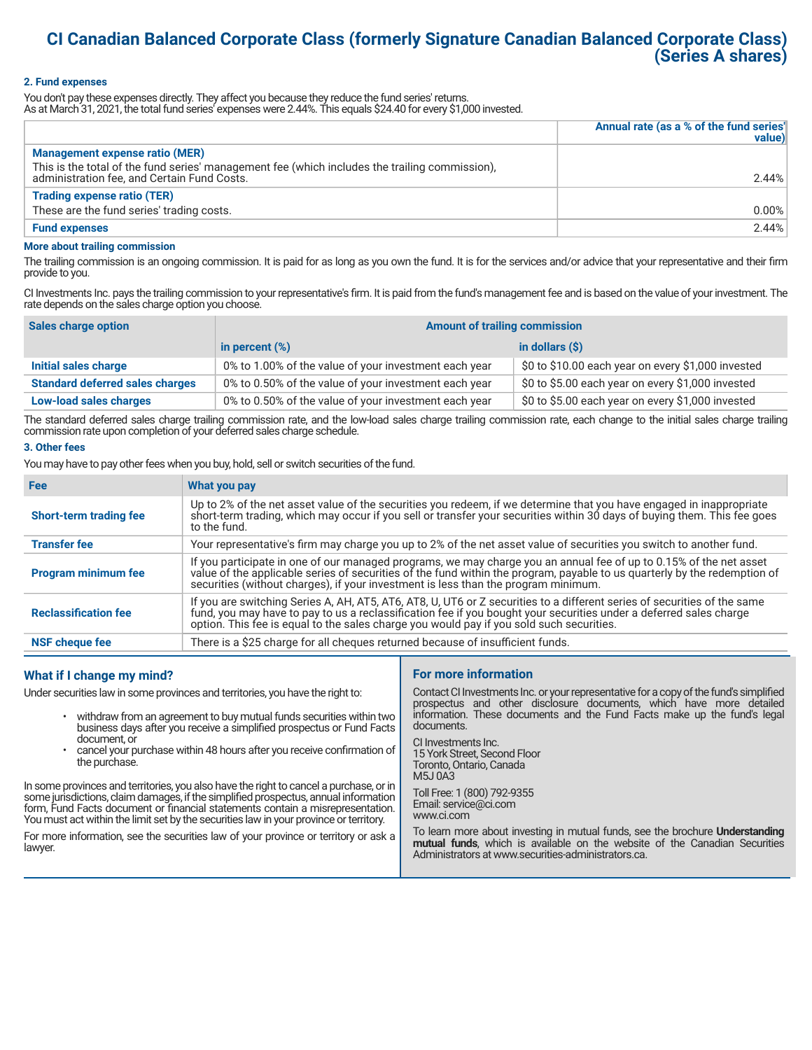# CI Canadian Balanced Corporate Class (formerly Signature Canadian Balanced Corporate Class) (Series A shares)

### 2. Fund expenses

You don't pay these expenses directly. They affect you because they reduce the fund series' returns.
As at March 31, 2021, the total fund series' expenses were 2.44%. This equals $24.40 for every $1,000 invested.

| | Annual rate (as a % of the fund series' value) |
|---|---|
| **Management expense ratio (MER)**<br>This is the total of the fund series' management fee (which includes the trailing commission), administration fee, and Certain Fund Costs. | 2.44% |
| **Trading expense ratio (TER)**<br>These are the fund series' trading costs. | 0.00% |
| **Fund expenses** | 2.44% |

#### More about trailing commission

The trailing commission is an ongoing commission. It is paid for as long as you own the fund. It is for the services and/or advice that your representative and their firm provide to you.

CI Investments Inc. pays the trailing commission to your representative's firm. It is paid from the fund's management fee and is based on the value of your investment. The rate depends on the sales charge option you choose.

| Sales charge option | Amount of trailing commission | |
|---|---|---|
| | in percent (%) | in dollars ($) |
| **Initial sales charge** | 0% to 1.00% of the value of your investment each year | $0 to $10.00 each year on every $1,000 invested |
| **Standard deferred sales charges** | 0% to 0.50% of the value of your investment each year | $0 to $5.00 each year on every $1,000 invested |
| **Low-load sales charges** | 0% to 0.50% of the value of your investment each year | $0 to $5.00 each year on every $1,000 invested |

The standard deferred sales charge trailing commission rate, and the low-load sales charge trailing commission rate, each change to the initial sales charge trailing commission rate upon completion of your deferred sales charge schedule.

### 3. Other fees

You may have to pay other fees when you buy, hold, sell or switch securities of the fund.

| Fee | What you pay |
|---|---|
| **Short-term trading fee** | Up to 2% of the net asset value of the securities you redeem, if we determine that you have engaged in inappropriate short-term trading, which may occur if you sell or transfer your securities within 30 days of buying them. This fee goes to the fund. |
| **Transfer fee** | Your representative's firm may charge you up to 2% of the net asset value of securities you switch to another fund. |
| **Program minimum fee** | If you participate in one of our managed programs, we may charge you an annual fee of up to 0.15% of the net asset value of the applicable series of securities of the fund within the program, payable to us quarterly by the redemption of securities (without charges), if your investment is less than the program minimum. |
| **Reclassification fee** | If you are switching Series A, AH, AT5, AT6, AT8, U, UT6 or Z securities to a different series of securities of the same fund, you may have to pay to us a reclassification fee if you bought your securities under a deferred sales charge option. This fee is equal to the sales charge you would pay if you sold such securities. |
| **NSF cheque fee** | There is a $25 charge for all cheques returned because of insufficient funds. |

## What if I change my mind?

Under securities law in some provinces and territories, you have the right to:

- withdraw from an agreement to buy mutual funds securities within two business days after you receive a simplified prospectus or Fund Facts document, or
- cancel your purchase within 48 hours after you receive confirmation of the purchase.

In some provinces and territories, you also have the right to cancel a purchase, or in some jurisdictions, claim damages, if the simplified prospectus, annual information form, Fund Facts document or financial statements contain a misrepresentation. You must act within the limit set by the securities law in your province or territory.

For more information, see the securities law of your province or territory or ask a lawyer.

## For more information

Contact CI Investments Inc. or your representative for a copy of the fund's simplified prospectus and other disclosure documents, which have more detailed information. These documents and the Fund Facts make up the fund's legal documents.

CI Investments Inc.
15 York Street, Second Floor
Toronto, Ontario, Canada
M5J 0A3

Toll Free: 1 (800) 792-9355
Email: service@ci.com
www.ci.com

To learn more about investing in mutual funds, see the brochure **Understanding mutual funds**, which is available on the website of the Canadian Securities Administrators at www.securities-administrators.ca.